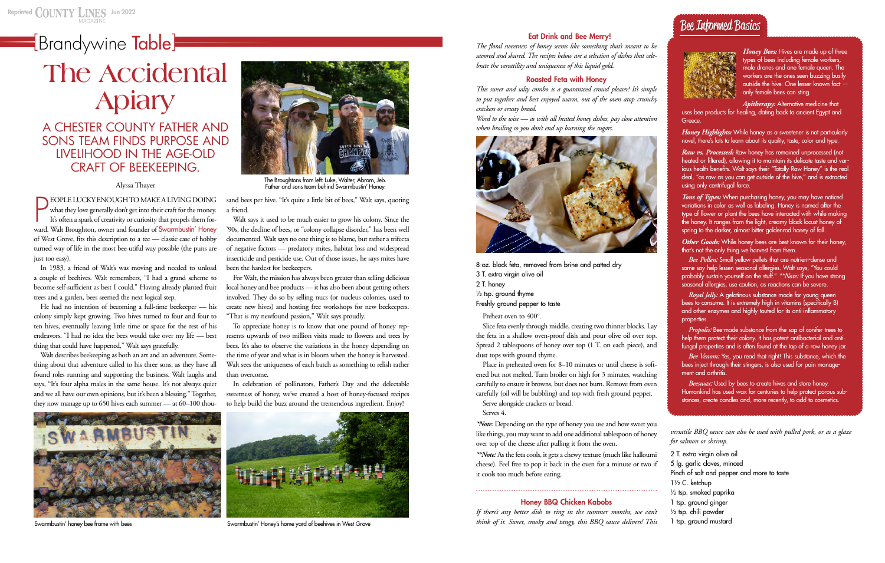# [Brandywine Table]

# The Accidental Apiary

## A CHESTER COUNTY FATHER AND SONS TEAM FINDS PURPOSE AND LIVELIHOOD IN THE AGE-OLD CRAFT OF BEEKEEPING.

Alyssa Thayer

The Broughtons from left: Luke, Walter, Abram, Jeb. Father and sons team behind Swarmbustin' Honey.

PEOPLE LUCKY ENOUGH TO MAKE A LIVING DOING what they love generally don't get into their craft for the money. It's often a spark of creativity or curiosity that propels them forward. Walt Broughton, owner and founder of Swarmbustin' Honey of West Grove, fits this description to a tee — classic case of hobby turned way of life in the most bee-utiful way possible (the puns are just too easy).

In 1983, a friend of Walt's was moving and needed to unload a couple of beehives. Walt remembers, "I had a grand scheme to become self-sufficient as best I could." Having already planted fruit trees and a garden, bees seemed the next logical step.

He had no intention of becoming a full-time beekeeper — his colony simply kept growing. Two hives turned to four and four to ten hives, eventually leaving little time or space for the rest of his endeavors. "I had no idea the bees would take over my life — best thing that could have happened," Walt says gratefully.

Walt describes beekeeping as both an art and an adventure. Something about that adventure called to his three sons, as they have all found roles running and supporting the business. Walt laughs and says, "It's four alpha males in the same house. It's not always quiet and we all have our own opinions, but it's been a blessing." Together, they now manage up to 650 hives each summer — at 60–100 thousand bees per hive. "It's quite a little bit of bees," Walt says, quoting a friend.

Walt says it used to be much easier to grow his colony. Since the '90s, the decline of bees, or "colony collapse disorder," has been well documented. Walt says no one thing is to blame, but rather a trifecta of negative factors — predatory mites, habitat loss and widespread insecticide and pesticide use. Out of those issues, he says mites have been the hardest for beekeepers.

For Walt, the mission has always been greater than selling delicious local honey and bee products — it has also been about getting others involved. They do so by selling nucs (or nucleus colonies, used to create new hives) and hosting free workshops for new beekeepers. "That is my newfound passion," Walt says proudly.

To appreciate honey is to know that one pound of honey represents upwards of two million visits made to flowers and trees by bees. It's also to observe the variations in the honey depending on the time of year and what is in bloom when the honey is harvested. Walt sees the uniqueness of each batch as something to relish rather than overcome.

In celebration of pollinators, Father's Day and the delectable sweetness of honey, we've created a host of honey-focused recipes to help build the buzz around the tremendous ingredient. Enjoy!

Swarmbustin' honey bee frame with bees

Swarmbustin' Honey's home yard of beehives in West Grove

### Eat Drink and Bee Merry!

*The floral sweetness of honey seems like something that's meant to be savored and shared. The recipes below are a selection of dishes that celebrate the versatility and uniqueness of this liquid gold.*

### Roasted Feta with Honey

*This sweet and salty combo is a guaranteed crowd pleaser! It's simple to put together and best enjoyed warm, out of the oven atop crunchy crackers or crusty bread.*

*Word to the wise — as with all heated honey dishes, pay close attention when broiling so you don't end up burning the sugars.*

- 8-oz. block feta, removed from brine and patted dry
- 3 T. extra virgin olive oil
- 2 T. honey
- ½ tsp. ground thyme
- Freshly ground pepper to taste

Preheat oven to 400°.

Slice feta evenly through middle, creating two thinner blocks. Lay the feta in a shallow oven-proof dish and pour olive oil over top. Spread 2 tablespoons of honey over top (1 T. on each piece), and dust tops with ground thyme.

Place in preheated oven for 8–10 minutes or until cheese is softened but not melted. Turn broiler on high for 3 minutes, watching carefully to ensure it browns, but does not burn. Remove from oven carefully (oil will be bubbling) and top with fresh ground pepper.

Serve alongside crackers or bread.

Serves 4.

**\*Note:** Depending on the type of honey you use and how sweet you like things, you may want to add one additional tablespoon of honey over top of the cheese after pulling it from the oven.

**\*\*Note:** As the feta cools, it gets a chewy texture (much like halloumi cheese). Feel free to pop it back in the oven for a minute or two if it cools too much before eating.

### Honey BBQ Chicken Kabobs

*If there's any better dish to ring in the summer months, we can't think of it. Sweet, smoky and tangy, this BBQ sauce delivers! This versatile BBQ sauce can also be used with pulled pork, or as a glaze for salmon or shrimp.*

- 2 T. extra virgin olive oil
- 5 lg. garlic cloves, minced
- Pinch of salt and pepper and more to taste
- 1½ C. ketchup
- ½ tsp. smoked paprika
- 1 tsp. ground ginger
- ½ tsp. chili powder
- 1 tsp. ground mustard

## Bee Informed Basics

***Honey Bees:*** Hives are made up of three types of bees including female workers, male drones and one female queen. The workers are the ones seen buzzing busily outside the hive. One lesser known fact — only female bees can sting.

***Apitherapy:*** Alternative medicine that uses bee products for healing, dating back to ancient Egypt and Greece.

***Honey Highlights:*** While honey as a sweetener is not particularly novel, there's lots to learn about its quality, taste, color and type.

***Raw vs. Processed:*** Raw honey has remained unprocessed (not heated or filtered), allowing it to maintain its delicate taste and various health benefits. Walt says their "Totally Raw Honey" is the real deal, "as raw as you can get outside of the hive," and is extracted using only centrifugal force.

***Tons of Types:*** When purchasing honey, you may have noticed variations in color as well as labeling. Honey is named after the type of flower or plant the bees have interacted with while making the honey. It ranges from the light, creamy black locust honey of spring to the darker, almost bitter goldenrod honey of fall.

***Other Goods:*** While honey bees are best known for their honey, that's not the only thing we harvest from them.

*Bee Pollen:* Small yellow pellets that are nutrient-dense and some say help lessen seasonal allergies. Walt says, "You could probably sustain yourself on the stuff." *\*\*Note:* If you have strong seasonal allergies, use caution, as reactions can be severe.

*Royal Jelly:* A gelatinous substance made for young queen bees to consume. It is extremely high in vitamins (specifically B) and other enzymes and highly touted for its anti-inflammatory properties.

*Propolis:* Bee-made substance from the sap of conifer trees to help them protect their colony. It has potent antibacterial and antifungal properties and is often found at the top of a raw honey jar.

*Bee Venom:* Yes, you read that right! This substance, which the bees inject through their stingers, is also used for pain management and arthritis.

*Beeswax:* Used by bees to create hives and store honey. Humankind has used wax for centuries to help protect porous substances, create candles and, more recently, to add to cosmetics.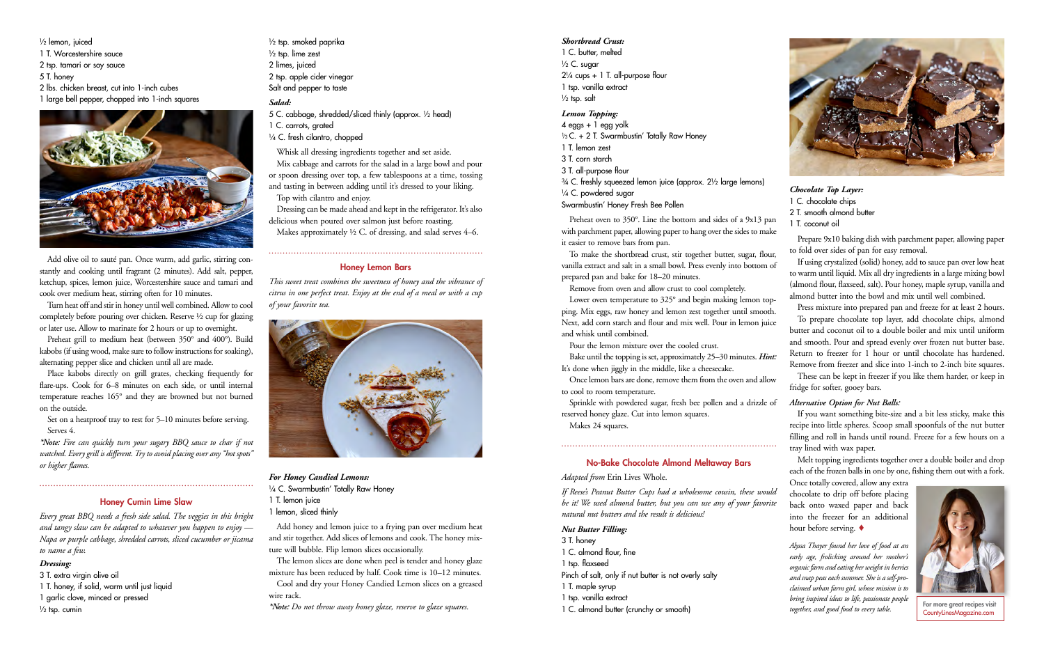½ lemon, juiced
1 T. Worcestershire sauce
2 tsp. tamari or soy sauce
5 T. honey
2 lbs. chicken breast, cut into 1-inch cubes
1 large bell pepper, chopped into 1-inch squares

Add olive oil to sauté pan. Once warm, add garlic, stirring constantly and cooking until fragrant (2 minutes). Add salt, pepper, ketchup, spices, lemon juice, Worcestershire sauce and tamari and cook over medium heat, stirring often for 10 minutes.

Turn heat off and stir in honey until well combined. Allow to cool completely before pouring over chicken. Reserve ½ cup for glazing or later use. Allow to marinate for 2 hours or up to overnight.

Preheat grill to medium heat (between 350° and 400°). Build kabobs (if using wood, make sure to follow instructions for soaking), alternating pepper slice and chicken until all are made.

Place kabobs directly on grill grates, checking frequently for flare-ups. Cook for 6–8 minutes on each side, or until internal temperature reaches 165° and they are browned but not burned on the outside.

Set on a heatproof tray to rest for 5–10 minutes before serving. Serves 4.

*\*Note: Fire can quickly turn your sugary BBQ sauce to char if not watched. Every grill is different. Try to avoid placing over any "hot spots" or higher flames.*

## Honey Cumin Lime Slaw

*Every great BBQ needs a fresh side salad. The veggies in this bright and tangy slaw can be adapted to whatever you happen to enjoy — Napa or purple cabbage, shredded carrots, sliced cucumber or jicama to name a few.*

***Dressing:***
3 T. extra virgin olive oil
1 T. honey, if solid, warm until just liquid
1 garlic clove, minced or pressed
½ tsp. cumin
½ tsp. smoked paprika
½ tsp. lime zest
2 limes, juiced
2 tsp. apple cider vinegar
Salt and pepper to taste

***Salad:***
5 C. cabbage, shredded/sliced thinly (approx. ½ head)
1 C. carrots, grated
¼ C. fresh cilantro, chopped

Whisk all dressing ingredients together and set aside.

Mix cabbage and carrots for the salad in a large bowl and pour or spoon dressing over top, a few tablespoons at a time, tossing and tasting in between adding until it's dressed to your liking.

Top with cilantro and enjoy.

Dressing can be made ahead and kept in the refrigerator. It's also delicious when poured over salmon just before roasting.

Makes approximately ½ C. of dressing, and salad serves 4–6.

## Honey Lemon Bars

*This sweet treat combines the sweetness of honey and the vibrance of citrus in one perfect treat. Enjoy at the end of a meal or with a cup of your favorite tea.*

***For Honey Candied Lemons:***
¼ C. Swarmbustin' Totally Raw Honey
1 T. lemon juice
1 lemon, sliced thinly

Add honey and lemon juice to a frying pan over medium heat and stir together. Add slices of lemons and cook. The honey mixture will bubble. Flip lemon slices occasionally.

The lemon slices are done when peel is tender and honey glaze mixture has been reduced by half. Cook time is 10–12 minutes.

Cool and dry your Honey Candied Lemon slices on a greased wire rack.

*\*Note: Do not throw away honey glaze, reserve to glaze squares.*

***Shortbread Crust:***
1 C. butter, melted
½ C. sugar
2¼ cups + 1 T. all-purpose flour
1 tsp. vanilla extract
½ tsp. salt

***Lemon Topping:***
4 eggs + 1 egg yolk
⅓ C. + 2 T. Swarmbustin' Totally Raw Honey
1 T. lemon zest
3 T. corn starch
3 T. all-purpose flour
¾ C. freshly squeezed lemon juice (approx. 2½ large lemons)
¼ C. powdered sugar
Swarmbustin' Honey Fresh Bee Pollen

Preheat oven to 350°. Line the bottom and sides of a 9x13 pan with parchment paper, allowing paper to hang over the sides to make it easier to remove bars from pan.

To make the shortbread crust, stir together butter, sugar, flour, vanilla extract and salt in a small bowl. Press evenly into bottom of prepared pan and bake for 18–20 minutes.

Remove from oven and allow crust to cool completely.

Lower oven temperature to 325° and begin making lemon topping. Mix eggs, raw honey and lemon zest together until smooth. Next, add corn starch and flour and mix well. Pour in lemon juice and whisk until combined.

Pour the lemon mixture over the cooled crust.

Bake until the topping is set, approximately 25–30 minutes. ***Hint:*** It's done when jiggly in the middle, like a cheesecake.

Once lemon bars are done, remove them from the oven and allow to cool to room temperature.

Sprinkle with powdered sugar, fresh bee pollen and a drizzle of reserved honey glaze. Cut into lemon squares.

Makes 24 squares.

## No-Bake Chocolate Almond Meltaway Bars

*Adapted from* Erin Lives Whole.

*If Reese's Peanut Butter Cups had a wholesome cousin, these would be it! We used almond butter, but you can use any of your favorite natural nut butters and the result is delicious!*

***Nut Butter Filling:***
3 T. honey
1 C. almond flour, fine
1 tsp. flaxseed
Pinch of salt, only if nut butter is not overly salty
1 T. maple syrup
1 tsp. vanilla extract
1 C. almond butter (crunchy or smooth)

***Chocolate Top Layer:***
1 C. chocolate chips
2 T. smooth almond butter
1 T. coconut oil

Prepare 9x10 baking dish with parchment paper, allowing paper to fold over sides of pan for easy removal.

If using crystalized (solid) honey, add to sauce pan over low heat to warm until liquid. Mix all dry ingredients in a large mixing bowl (almond flour, flaxseed, salt). Pour honey, maple syrup, vanilla and almond butter into the bowl and mix until well combined.

Press mixture into prepared pan and freeze for at least 2 hours.

To prepare chocolate top layer, add chocolate chips, almond butter and coconut oil to a double boiler and mix until uniform and smooth. Pour and spread evenly over frozen nut butter base. Return to freezer for 1 hour or until chocolate has hardened. Remove from freezer and slice into 1-inch to 2-inch bite squares.

These can be kept in freezer if you like them harder, or keep in fridge for softer, gooey bars.

***Alternative Option for Nut Balls:***

If you want something bite-size and a bit less sticky, make this recipe into little spheres. Scoop small spoonfuls of the nut butter filling and roll in hands until round. Freeze for a few hours on a tray lined with wax paper.

Melt topping ingredients together over a double boiler and drop each of the frozen balls in one by one, fishing them out with a fork. Once totally covered, allow any extra chocolate to drip off before placing back onto waxed paper and back into the freezer for an additional hour before serving. ♦

*Alyssa Thayer found her love of food at an early age, frolicking around her mother's organic farm and eating her weight in berries and snap peas each summer. She is a self-proclaimed urban farm girl, whose mission is to bring inspired ideas to life, passionate people together, and good food to every table.*

For more great recipes visit CountyLinesMagazine.com